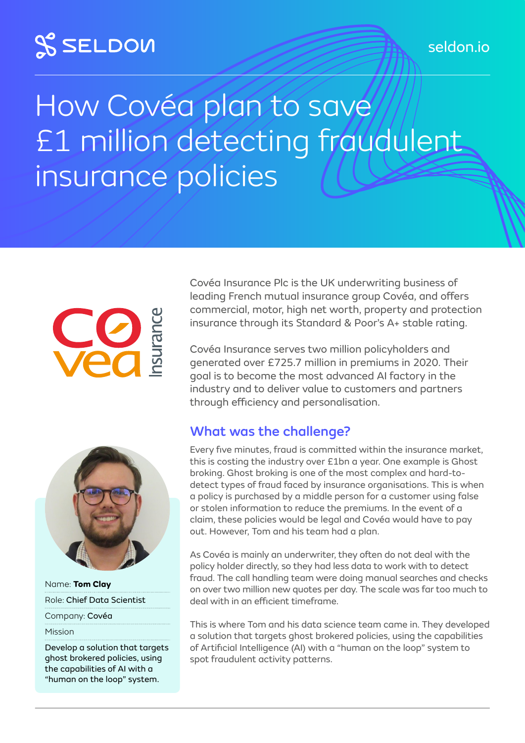SELDON

seldon.io

# How Covéa plan to save £1 million detecting fraudulent insurance policies

Covéa Insurance

Name: **Tom Clay**

Role: Chief Data Scientist

Company: Covéa

Mission

Develop a solution that targets ghost brokered policies, using the capabilities of AI with a "human on the loop" system.

Covéa Insurance Plc is the UK underwriting business of leading French mutual insurance group Covéa, and offers commercial, motor, high net worth, property and protection insurance through its Standard & Poor's A+ stable rating.

Covéa Insurance serves two million policyholders and generated over £725.7 million in premiums in 2020. Their goal is to become the most advanced AI factory in the industry and to deliver value to customers and partners through efficiency and personalisation.

## What was the challenge?

Every five minutes, fraud is committed within the insurance market, this is costing the industry over £1bn a year. One example is Ghost broking. Ghost broking is one of the most complex and hard-to-detect types of fraud faced by insurance organisations. This is when a policy is purchased by a middle person for a customer using false or stolen information to reduce the premiums. In the event of a claim, these policies would be legal and Covéa would have to pay out. However, Tom and his team had a plan.

As Covéa is mainly an underwriter, they often do not deal with the policy holder directly, so they had less data to work with to detect fraud. The call handling team were doing manual searches and checks on over two million new quotes per day. The scale was far too much to deal with in an efficient timeframe.

This is where Tom and his data science team came in. They developed a solution that targets ghost brokered policies, using the capabilities of Artificial Intelligence (AI) with a "human on the loop" system to spot fraudulent activity patterns.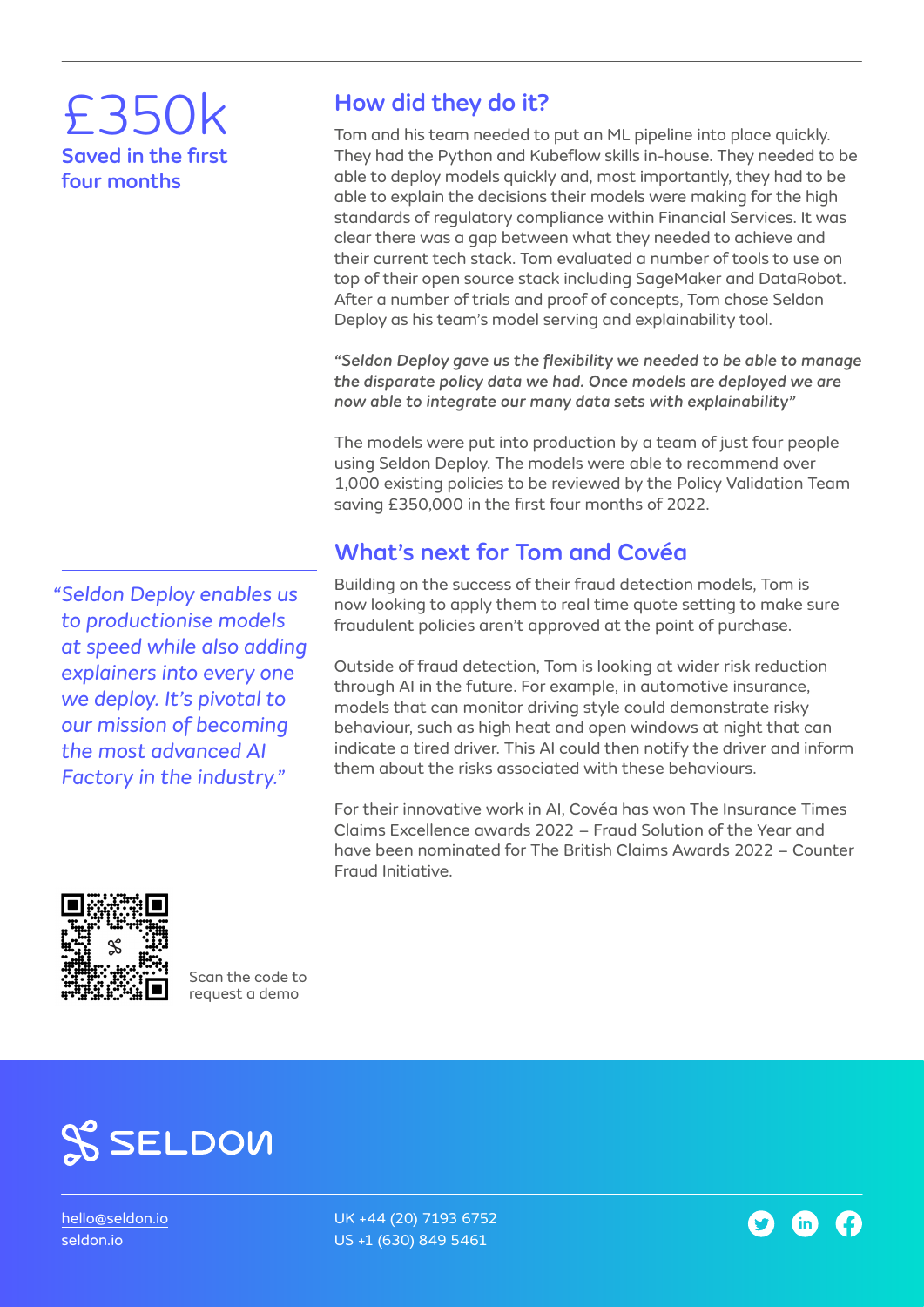# £350k

**Saved in the first four months**

## How did they do it?

Tom and his team needed to put an ML pipeline into place quickly. They had the Python and Kubeflow skills in-house. They needed to be able to deploy models quickly and, most importantly, they had to be able to explain the decisions their models were making for the high standards of regulatory compliance within Financial Services. It was clear there was a gap between what they needed to achieve and their current tech stack. Tom evaluated a number of tools to use on top of their open source stack including SageMaker and DataRobot. After a number of trials and proof of concepts, Tom chose Seldon Deploy as his team's model serving and explainability tool.

*"Seldon Deploy gave us the flexibility we needed to be able to manage the disparate policy data we had. Once models are deployed we are now able to integrate our many data sets with explainability"*

The models were put into production by a team of just four people using Seldon Deploy. The models were able to recommend over 1,000 existing policies to be reviewed by the Policy Validation Team saving £350,000 in the first four months of 2022.

*"Seldon Deploy enables us to productionise models at speed while also adding explainers into every one we deploy. It's pivotal to our mission of becoming the most advanced AI Factory in the industry."*

## What's next for Tom and Covéa

Building on the success of their fraud detection models, Tom is now looking to apply them to real time quote setting to make sure fraudulent policies aren't approved at the point of purchase.

Outside of fraud detection, Tom is looking at wider risk reduction through AI in the future. For example, in automotive insurance, models that can monitor driving style could demonstrate risky behaviour, such as high heat and open windows at night that can indicate a tired driver. This AI could then notify the driver and inform them about the risks associated with these behaviours.

For their innovative work in AI, Covéa has won The Insurance Times Claims Excellence awards 2022 – Fraud Solution of the Year and have been nominated for The British Claims Awards 2022 – Counter Fraud Initiative.

Scan the code to request a demo

SELDON

hello@seldon.io
seldon.io

UK +44 (20) 7193 6752
US +1 (630) 849 5461